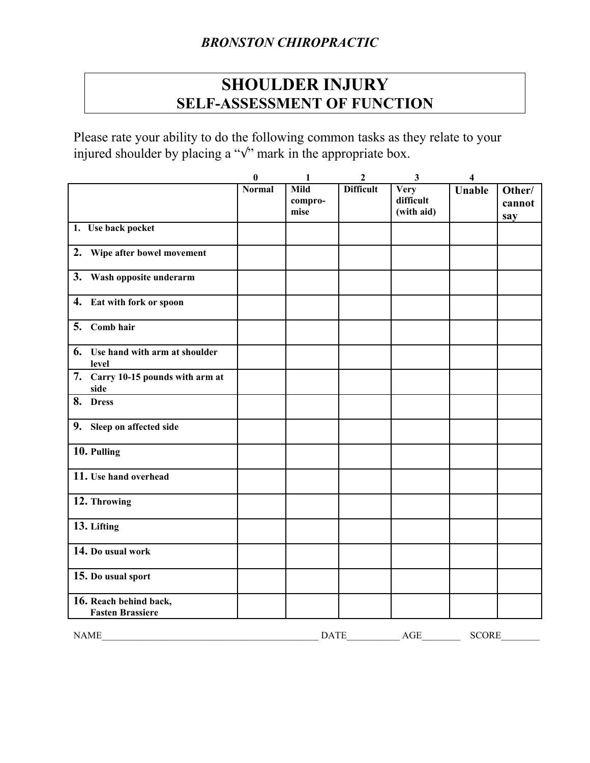*BRONSTON CHIROPRACTIC*

# SHOULDER INJURY
## SELF-ASSESSMENT OF FUNCTION

Please rate your ability to do the following common tasks as they relate to your injured shoulder by placing a "√" mark in the appropriate box.

| | 0<br>Normal | 1<br>Mild compro-mise | 2<br>Difficult | 3<br>Very difficult (with aid) | 4<br>Unable | Other/ cannot say |
|---|---|---|---|---|---|---|
| 1. Use back pocket | | | | | | |
| 2. Wipe after bowel movement | | | | | | |
| 3. Wash opposite underarm | | | | | | |
| 4. Eat with fork or spoon | | | | | | |
| 5. Comb hair | | | | | | |
| 6. Use hand with arm at shoulder level | | | | | | |
| 7. Carry 10-15 pounds with arm at side | | | | | | |
| 8. Dress | | | | | | |
| 9. Sleep on affected side | | | | | | |
| 10. Pulling | | | | | | |
| 11. Use hand overhead | | | | | | |
| 12. Throwing | | | | | | |
| 13. Lifting | | | | | | |
| 14. Do usual work | | | | | | |
| 15. Do usual sport | | | | | | |
| 16. Reach behind back, Fasten Brassiere | | | | | | |

NAME_____________________________________________ DATE___________ AGE________ SCORE________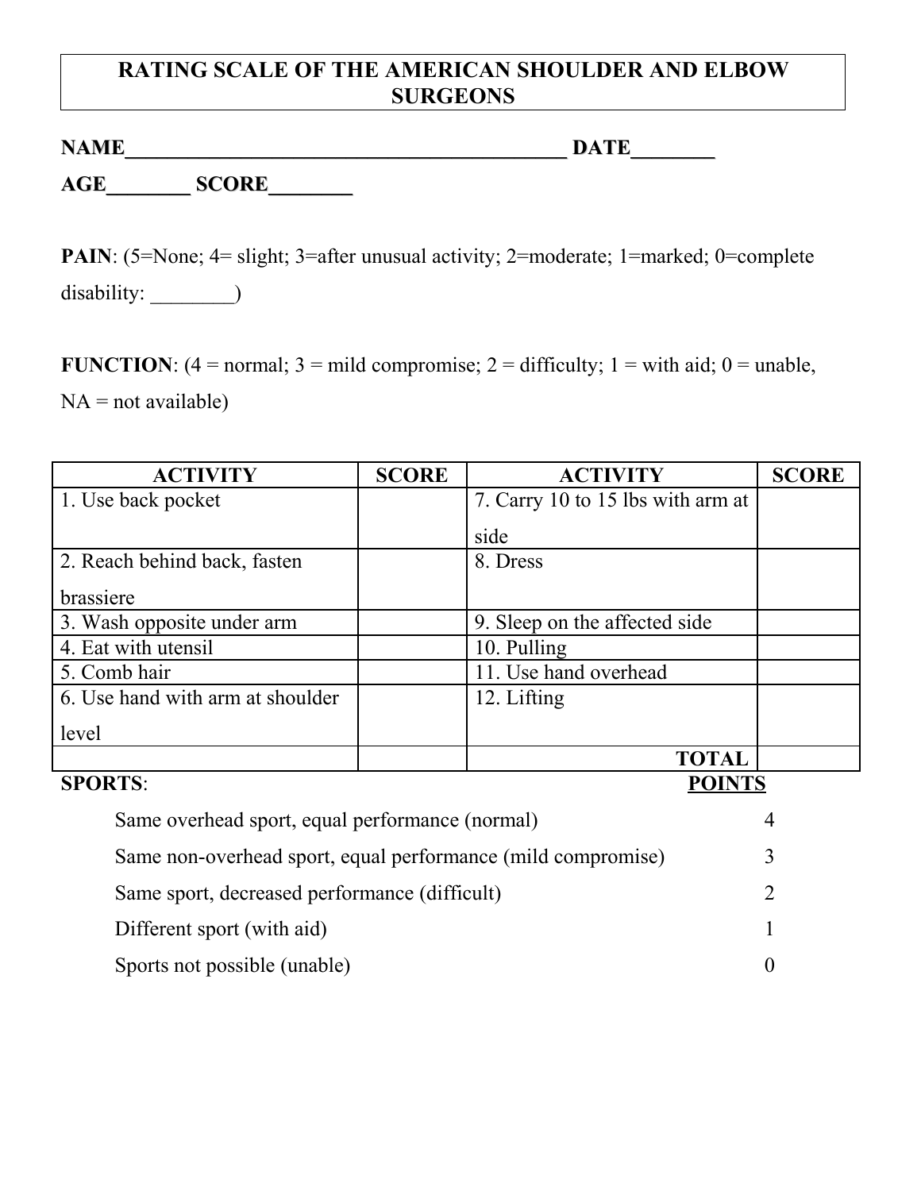# RATING SCALE OF THE AMERICAN SHOULDER AND ELBOW SURGEONS

**NAME**\_\_\_\_\_\_\_\_\_\_\_\_\_\_\_\_\_\_\_\_\_\_\_\_\_\_\_\_\_\_\_\_\_\_\_\_\_\_\_\_\_\_ **DATE**\_\_\_\_\_\_\_\_

**AGE**\_\_\_\_\_\_\_\_ **SCORE**\_\_\_\_\_\_\_\_

**PAIN**: (5=None; 4= slight; 3=after unusual activity; 2=moderate; 1=marked; 0=complete disability: \_\_\_\_\_\_\_\_)

**FUNCTION**: (4 = normal; 3 = mild compromise; 2 = difficulty; 1 = with aid; 0 = unable, NA = not available)

| ACTIVITY | SCORE | ACTIVITY | SCORE |
|---|---|---|---|
| 1. Use back pocket | | 7. Carry 10 to 15 lbs with arm at side | |
| 2. Reach behind back, fasten brassiere | | 8. Dress | |
| 3. Wash opposite under arm | | 9. Sleep on the affected side | |
| 4. Eat with utensil | | 10. Pulling | |
| 5. Comb hair | | 11. Use hand overhead | |
| 6. Use hand with arm at shoulder level | | 12. Lifting | |
| | | **TOTAL** | |

**SPORTS**:

| | **POINTS** |
|---|---|
| Same overhead sport, equal performance (normal) | 4 |
| Same non-overhead sport, equal performance (mild compromise) | 3 |
| Same sport, decreased performance (difficult) | 2 |
| Different sport (with aid) | 1 |
| Sports not possible (unable) | 0 |